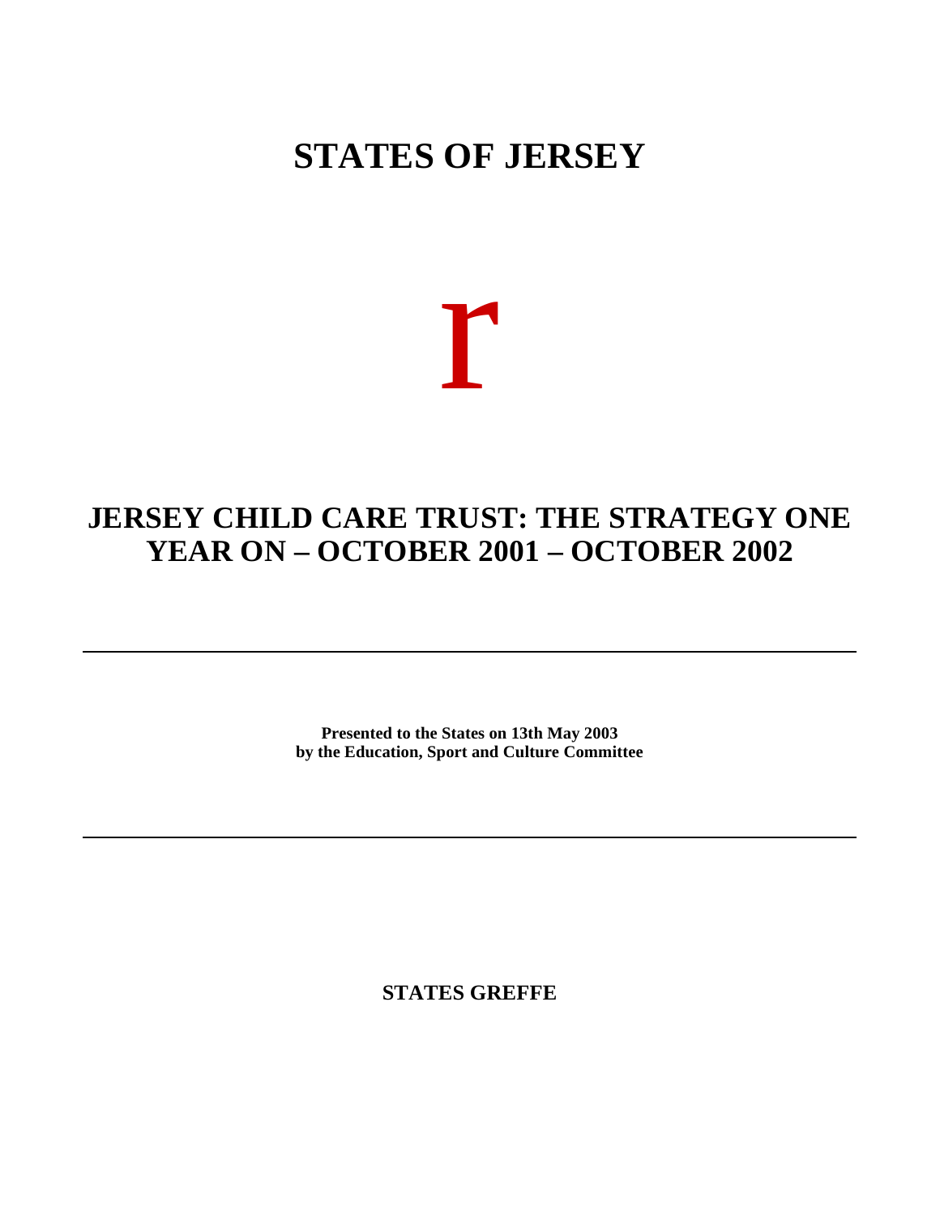# STATES OF JERSEY

r

## JERSEY CHILD CARE TRUST: THE STRATEGY ONE YEAR ON – OCTOBER 2001 – OCTOBER 2002

---

**Presented to the States on 13th May 2003**
**by the Education, Sport and Culture Committee**

---

**STATES GREFFE**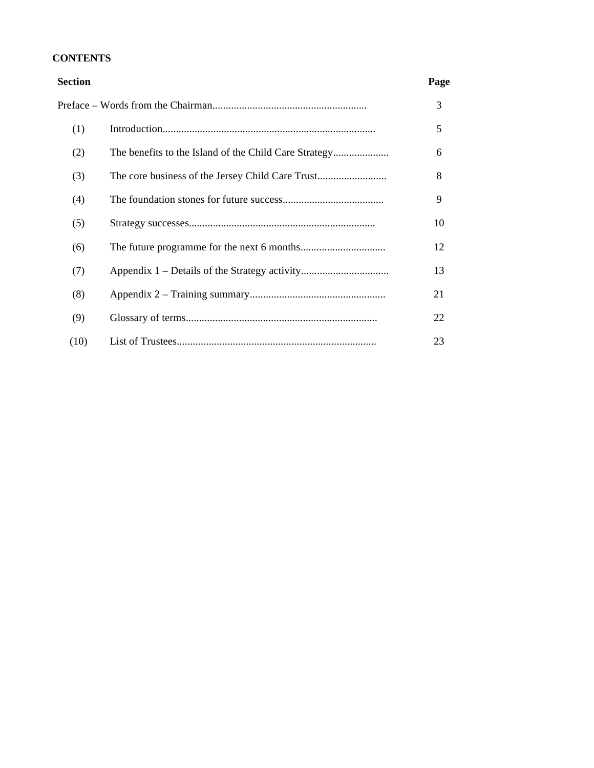**CONTENTS**

| Section | | Page |
|---|---|---|
| Preface – Words from the Chairman | | 3 |
| (1) | Introduction | 5 |
| (2) | The benefits to the Island of the Child Care Strategy | 6 |
| (3) | The core business of the Jersey Child Care Trust | 8 |
| (4) | The foundation stones for future success | 9 |
| (5) | Strategy successes | 10 |
| (6) | The future programme for the next 6 months | 12 |
| (7) | Appendix 1 – Details of the Strategy activity | 13 |
| (8) | Appendix 2 – Training summary | 21 |
| (9) | Glossary of terms | 22 |
| (10) | List of Trustees | 23 |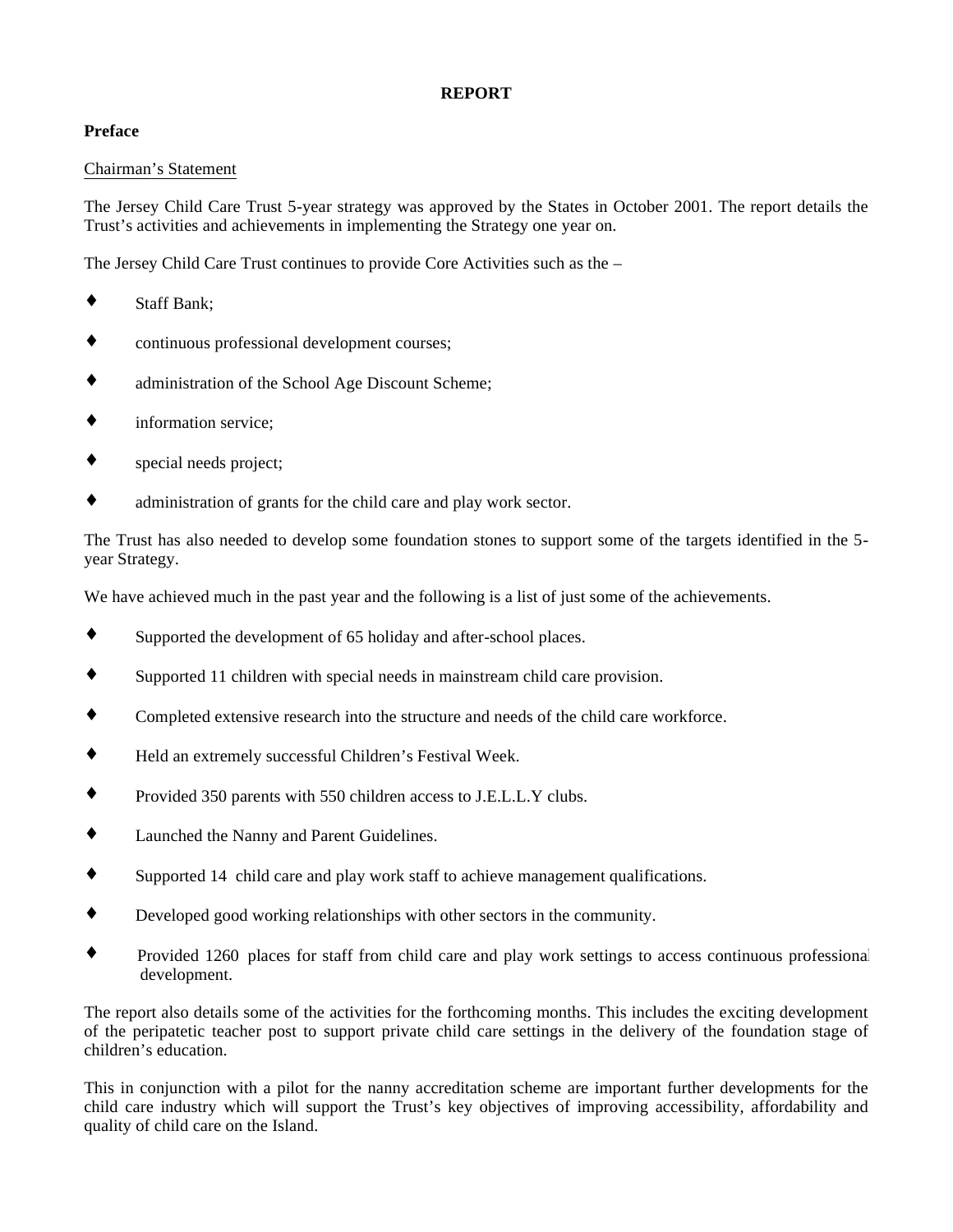**REPORT**

**Preface**

Chairman’s Statement

The Jersey Child Care Trust 5-year strategy was approved by the States in October 2001. The report details the Trust’s activities and achievements in implementing the Strategy one year on.

The Jersey Child Care Trust continues to provide Core Activities such as the –

- Staff Bank;
- continuous professional development courses;
- administration of the School Age Discount Scheme;
- information service;
- special needs project;
- administration of grants for the child care and play work sector.

The Trust has also needed to develop some foundation stones to support some of the targets identified in the 5-year Strategy.

We have achieved much in the past year and the following is a list of just some of the achievements.

- Supported the development of 65 holiday and after-school places.
- Supported 11 children with special needs in mainstream child care provision.
- Completed extensive research into the structure and needs of the child care workforce.
- Held an extremely successful Children’s Festival Week.
- Provided 350 parents with 550 children access to J.E.L.L.Y clubs.
- Launched the Nanny and Parent Guidelines.
- Supported 14 child care and play work staff to achieve management qualifications.
- Developed good working relationships with other sectors in the community.
- Provided 1260 places for staff from child care and play work settings to access continuous professional development.

The report also details some of the activities for the forthcoming months. This includes the exciting development of the peripatetic teacher post to support private child care settings in the delivery of the foundation stage of children’s education.

This in conjunction with a pilot for the nanny accreditation scheme are important further developments for the child care industry which will support the Trust’s key objectives of improving accessibility, affordability and quality of child care on the Island.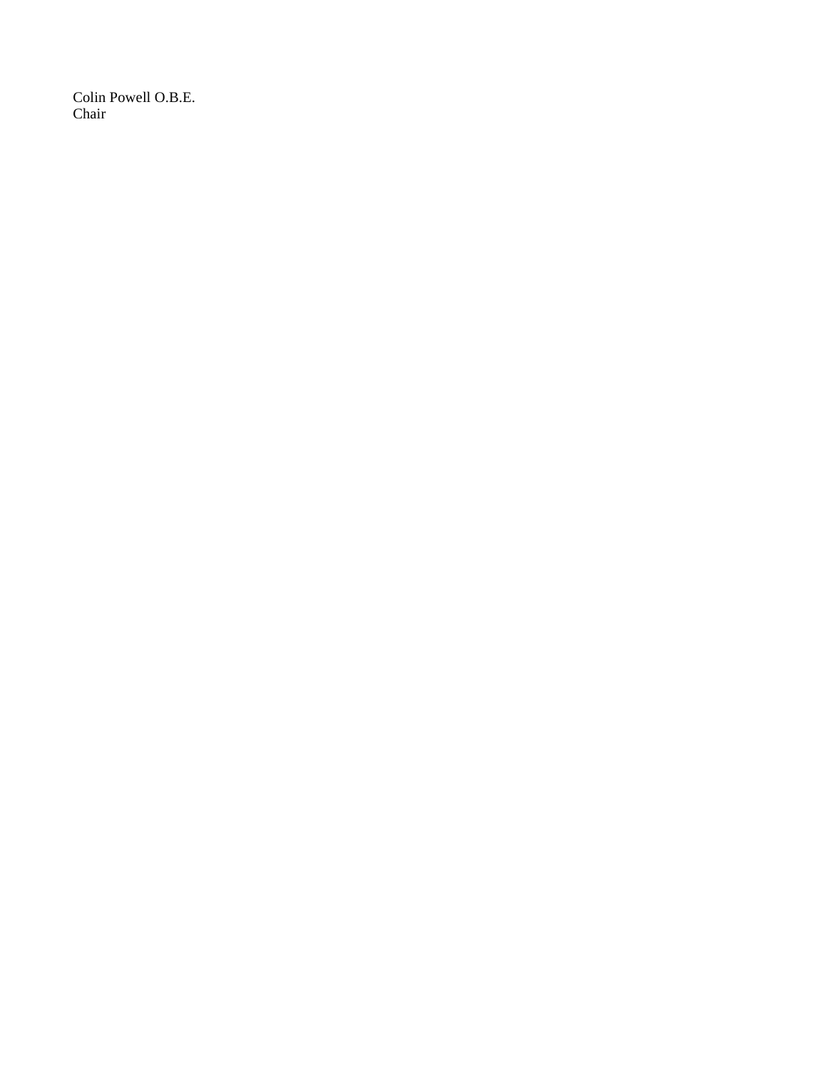Colin Powell O.B.E.
Chair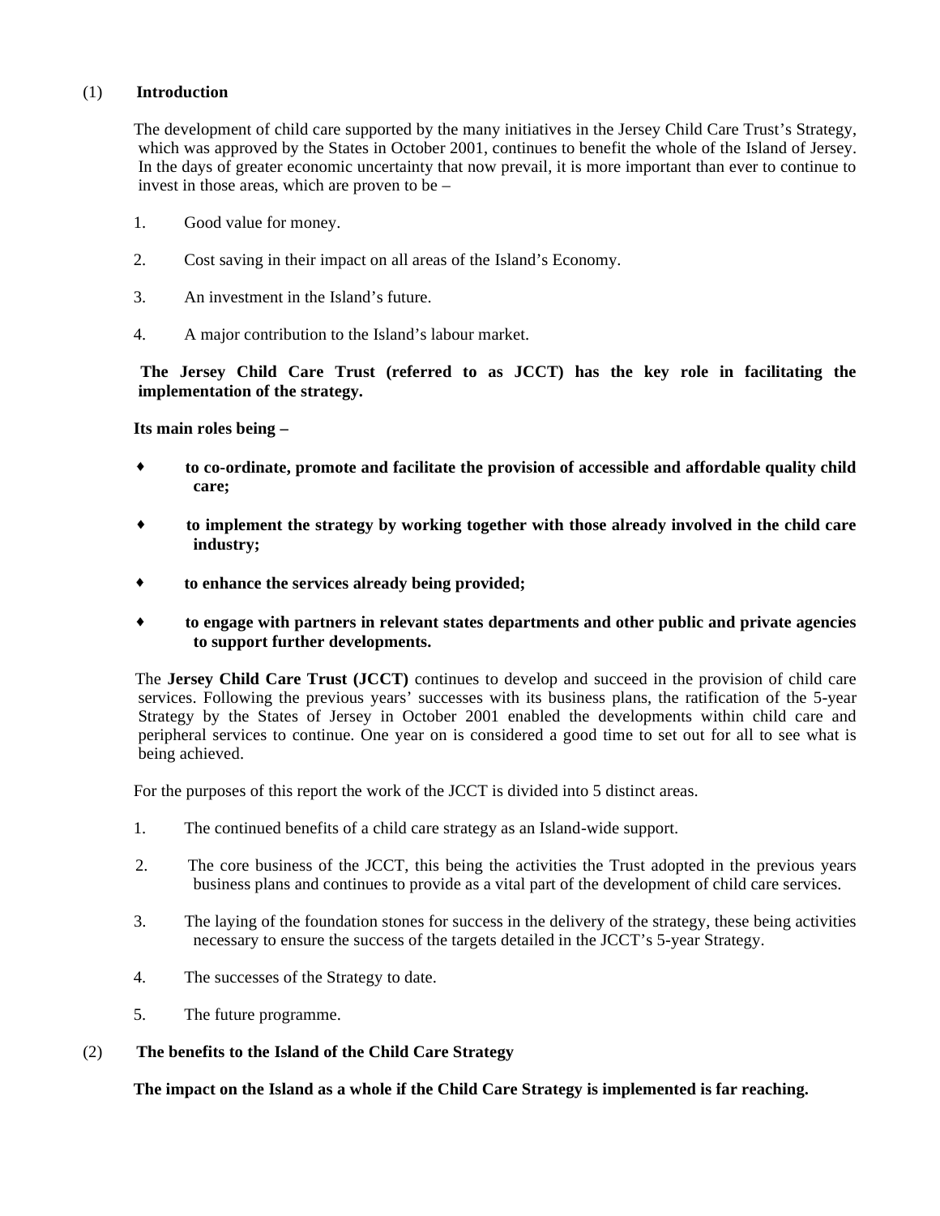## (1) Introduction

The development of child care supported by the many initiatives in the Jersey Child Care Trust's Strategy, which was approved by the States in October 2001, continues to benefit the whole of the Island of Jersey. In the days of greater economic uncertainty that now prevail, it is more important than ever to continue to invest in those areas, which are proven to be –

1. Good value for money.
2. Cost saving in their impact on all areas of the Island's Economy.
3. An investment in the Island's future.
4. A major contribution to the Island's labour market.

**The Jersey Child Care Trust (referred to as JCCT) has the key role in facilitating the implementation of the strategy.**

**Its main roles being –**

- **to co-ordinate, promote and facilitate the provision of accessible and affordable quality child care;**
- **to implement the strategy by working together with those already involved in the child care industry;**
- **to enhance the services already being provided;**
- **to engage with partners in relevant states departments and other public and private agencies to support further developments.**

The **Jersey Child Care Trust (JCCT)** continues to develop and succeed in the provision of child care services. Following the previous years' successes with its business plans, the ratification of the 5-year Strategy by the States of Jersey in October 2001 enabled the developments within child care and peripheral services to continue. One year on is considered a good time to set out for all to see what is being achieved.

For the purposes of this report the work of the JCCT is divided into 5 distinct areas.

1. The continued benefits of a child care strategy as an Island-wide support.
2. The core business of the JCCT, this being the activities the Trust adopted in the previous years business plans and continues to provide as a vital part of the development of child care services.
3. The laying of the foundation stones for success in the delivery of the strategy, these being activities necessary to ensure the success of the targets detailed in the JCCT's 5-year Strategy.
4. The successes of the Strategy to date.
5. The future programme.

## (2) The benefits to the Island of the Child Care Strategy

**The impact on the Island as a whole if the Child Care Strategy is implemented is far reaching.**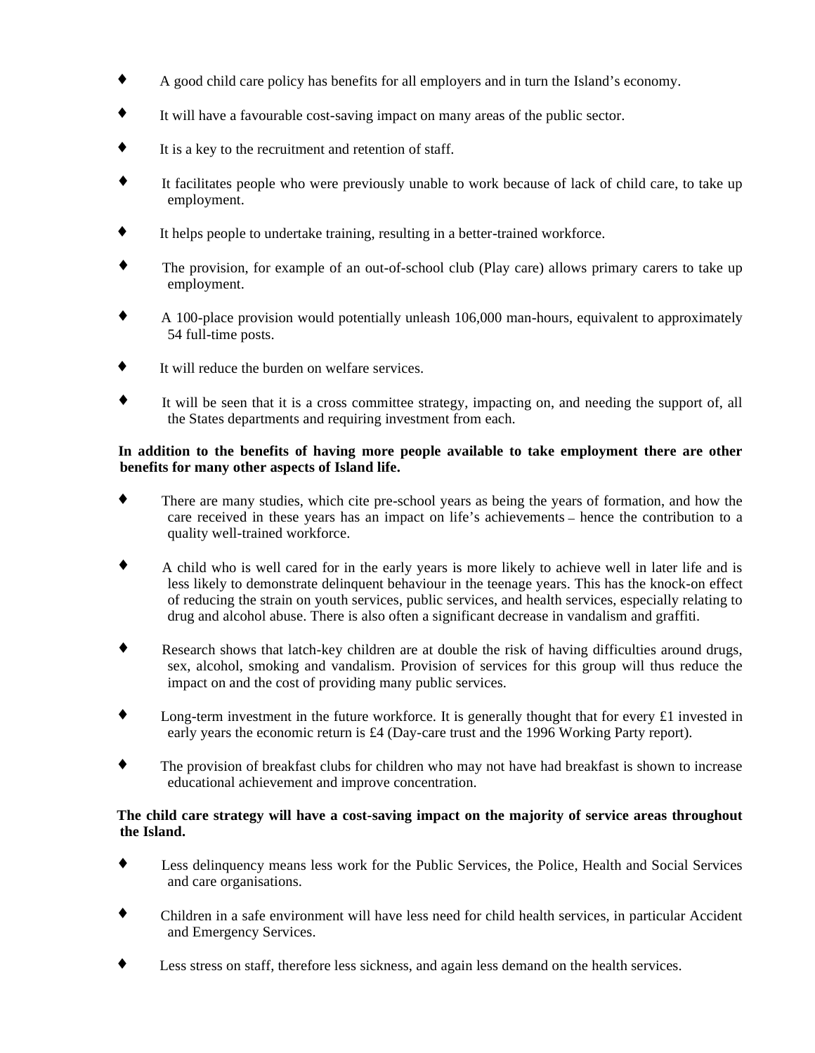- A good child care policy has benefits for all employers and in turn the Island's economy.
- It will have a favourable cost-saving impact on many areas of the public sector.
- It is a key to the recruitment and retention of staff.
- It facilitates people who were previously unable to work because of lack of child care, to take up employment.
- It helps people to undertake training, resulting in a better-trained workforce.
- The provision, for example of an out-of-school club (Play care) allows primary carers to take up employment.
- A 100-place provision would potentially unleash 106,000 man-hours, equivalent to approximately 54 full-time posts.
- It will reduce the burden on welfare services.
- It will be seen that it is a cross committee strategy, impacting on, and needing the support of, all the States departments and requiring investment from each.

**In addition to the benefits of having more people available to take employment there are other benefits for many other aspects of Island life.**

- There are many studies, which cite pre-school years as being the years of formation, and how the care received in these years has an impact on life's achievements – hence the contribution to a quality well-trained workforce.
- A child who is well cared for in the early years is more likely to achieve well in later life and is less likely to demonstrate delinquent behaviour in the teenage years. This has the knock-on effect of reducing the strain on youth services, public services, and health services, especially relating to drug and alcohol abuse. There is also often a significant decrease in vandalism and graffiti.
- Research shows that latch-key children are at double the risk of having difficulties around drugs, sex, alcohol, smoking and vandalism. Provision of services for this group will thus reduce the impact on and the cost of providing many public services.
- Long-term investment in the future workforce. It is generally thought that for every £1 invested in early years the economic return is £4 (Day-care trust and the 1996 Working Party report).
- The provision of breakfast clubs for children who may not have had breakfast is shown to increase educational achievement and improve concentration.

**The child care strategy will have a cost-saving impact on the majority of service areas throughout the Island.**

- Less delinquency means less work for the Public Services, the Police, Health and Social Services and care organisations.
- Children in a safe environment will have less need for child health services, in particular Accident and Emergency Services.
- Less stress on staff, therefore less sickness, and again less demand on the health services.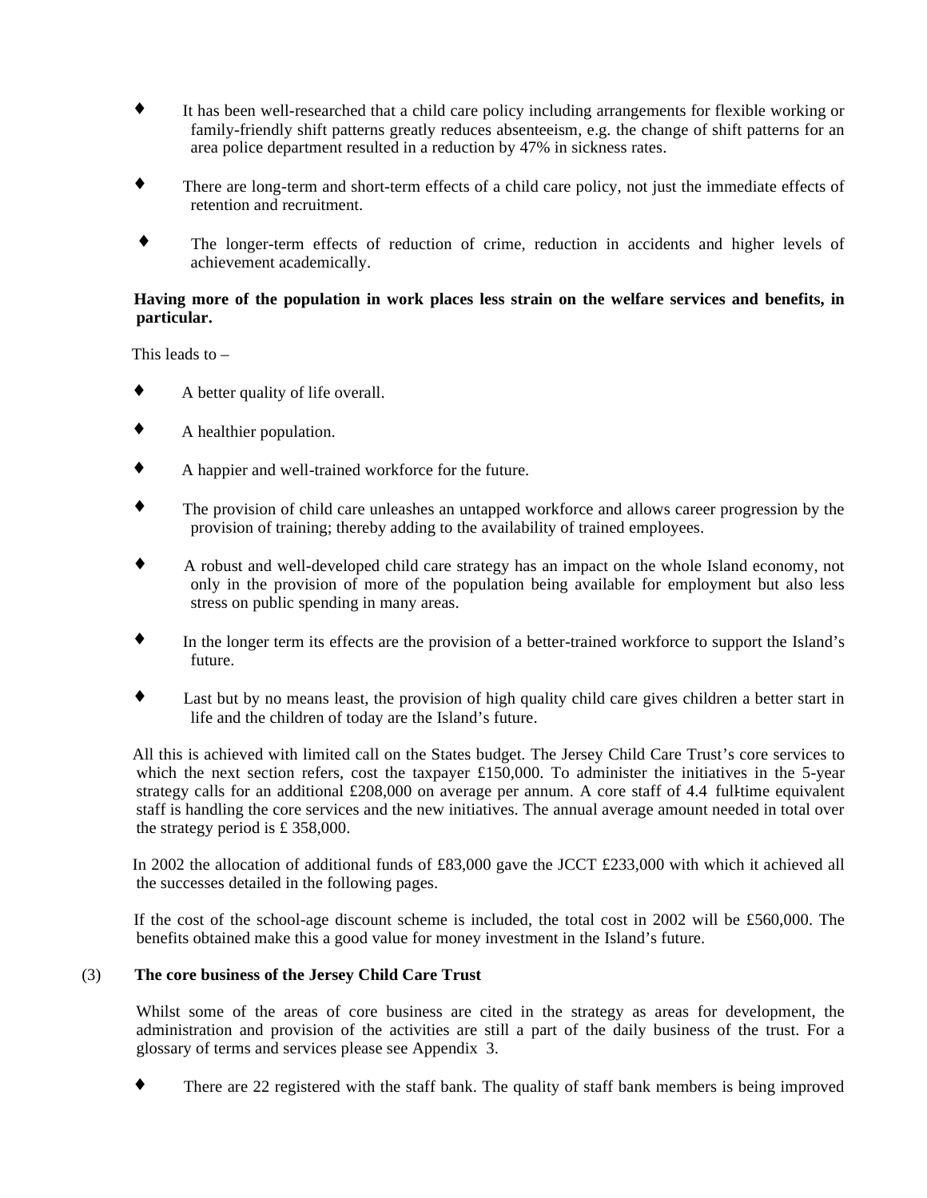- It has been well-researched that a child care policy including arrangements for flexible working or family-friendly shift patterns greatly reduces absenteeism, e.g. the change of shift patterns for an area police department resulted in a reduction by 47% in sickness rates.

- There are long-term and short-term effects of a child care policy, not just the immediate effects of retention and recruitment.

- The longer-term effects of reduction of crime, reduction in accidents and higher levels of achievement academically.

**Having more of the population in work places less strain on the welfare services and benefits, in particular.**

This leads to –

- A better quality of life overall.

- A healthier population.

- A happier and well-trained workforce for the future.

- The provision of child care unleashes an untapped workforce and allows career progression by the provision of training; thereby adding to the availability of trained employees.

- A robust and well-developed child care strategy has an impact on the whole Island economy, not only in the provision of more of the population being available for employment but also less stress on public spending in many areas.

- In the longer term its effects are the provision of a better-trained workforce to support the Island's future.

- Last but by no means least, the provision of high quality child care gives children a better start in life and the children of today are the Island's future.

All this is achieved with limited call on the States budget. The Jersey Child Care Trust's core services to which the next section refers, cost the taxpayer £150,000. To administer the initiatives in the 5-year strategy calls for an additional £208,000 on average per annum. A core staff of 4.4 full-time equivalent staff is handling the core services and the new initiatives. The annual average amount needed in total over the strategy period is £ 358,000.

In 2002 the allocation of additional funds of £83,000 gave the JCCT £233,000 with which it achieved all the successes detailed in the following pages.

If the cost of the school-age discount scheme is included, the total cost in 2002 will be £560,000. The benefits obtained make this a good value for money investment in the Island's future.

## (3) The core business of the Jersey Child Care Trust

Whilst some of the areas of core business are cited in the strategy as areas for development, the administration and provision of the activities are still a part of the daily business of the trust. For a glossary of terms and services please see Appendix 3.

- There are 22 registered with the staff bank. The quality of staff bank members is being improved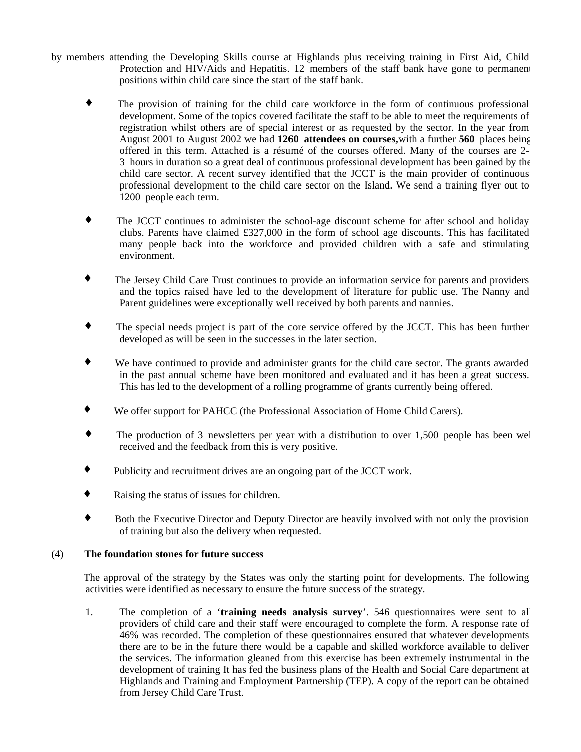by members attending the Developing Skills course at Highlands plus receiving training in First Aid, Child Protection and HIV/Aids and Hepatitis. 12 members of the staff bank have gone to permanent positions within child care since the start of the staff bank.

- The provision of training for the child care workforce in the form of continuous professional development. Some of the topics covered facilitate the staff to be able to meet the requirements of registration whilst others are of special interest or as requested by the sector. In the year from August 2001 to August 2002 we had **1260 attendees on courses,** with a further **560** places being offered in this term. Attached is a résumé of the courses offered. Many of the courses are 2-3 hours in duration so a great deal of continuous professional development has been gained by the child care sector. A recent survey identified that the JCCT is the main provider of continuous professional development to the child care sector on the Island. We send a training flyer out to 1200 people each term.

- The JCCT continues to administer the school-age discount scheme for after school and holiday clubs. Parents have claimed £327,000 in the form of school age discounts. This has facilitated many people back into the workforce and provided children with a safe and stimulating environment.

- The Jersey Child Care Trust continues to provide an information service for parents and providers and the topics raised have led to the development of literature for public use. The Nanny and Parent guidelines were exceptionally well received by both parents and nannies.

- The special needs project is part of the core service offered by the JCCT. This has been further developed as will be seen in the successes in the later section.

- We have continued to provide and administer grants for the child care sector. The grants awarded in the past annual scheme have been monitored and evaluated and it has been a great success. This has led to the development of a rolling programme of grants currently being offered.

- We offer support for PAHCC (the Professional Association of Home Child Carers).

- The production of 3 newsletters per year with a distribution to over 1,500 people has been well received and the feedback from this is very positive.

- Publicity and recruitment drives are an ongoing part of the JCCT work.

- Raising the status of issues for children.

- Both the Executive Director and Deputy Director are heavily involved with not only the provision of training but also the delivery when requested.

(4) **The foundation stones for future success**

The approval of the strategy by the States was only the starting point for developments. The following activities were identified as necessary to ensure the future success of the strategy.

1. The completion of a '**training needs analysis survey**'. 546 questionnaires were sent to all providers of child care and their staff were encouraged to complete the form. A response rate of 46% was recorded. The completion of these questionnaires ensured that whatever developments there are to be in the future there would be a capable and skilled workforce available to deliver the services. The information gleaned from this exercise has been extremely instrumental in the development of training It has fed the business plans of the Health and Social Care department at Highlands and Training and Employment Partnership (TEP). A copy of the report can be obtained from Jersey Child Care Trust.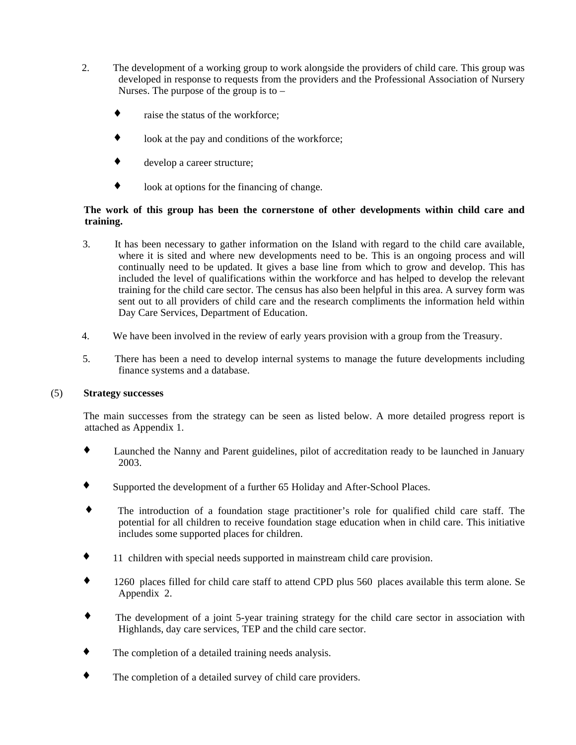2. The development of a working group to work alongside the providers of child care. This group was developed in response to requests from the providers and the Professional Association of Nursery Nurses. The purpose of the group is to –

   - raise the status of the workforce;
   - look at the pay and conditions of the workforce;
   - develop a career structure;
   - look at options for the financing of change.

   **The work of this group has been the cornerstone of other developments within child care and training.**

3. It has been necessary to gather information on the Island with regard to the child care available, where it is sited and where new developments need to be. This is an ongoing process and will continually need to be updated. It gives a base line from which to grow and develop. This has included the level of qualifications within the workforce and has helped to develop the relevant training for the child care sector. The census has also been helpful in this area. A survey form was sent out to all providers of child care and the research compliments the information held within Day Care Services, Department of Education.

4. We have been involved in the review of early years provision with a group from the Treasury.

5. There has been a need to develop internal systems to manage the future developments including finance systems and a database.

(5) **Strategy successes**

The main successes from the strategy can be seen as listed below. A more detailed progress report is attached as Appendix 1.

- Launched the Nanny and Parent guidelines, pilot of accreditation ready to be launched in January 2003.
- Supported the development of a further 65 Holiday and After-School Places.
- The introduction of a foundation stage practitioner's role for qualified child care staff. The potential for all children to receive foundation stage education when in child care. This initiative includes some supported places for children.
- 11 children with special needs supported in mainstream child care provision.
- 1260 places filled for child care staff to attend CPD plus 560 places available this term alone. Se Appendix 2.
- The development of a joint 5-year training strategy for the child care sector in association with Highlands, day care services, TEP and the child care sector.
- The completion of a detailed training needs analysis.
- The completion of a detailed survey of child care providers.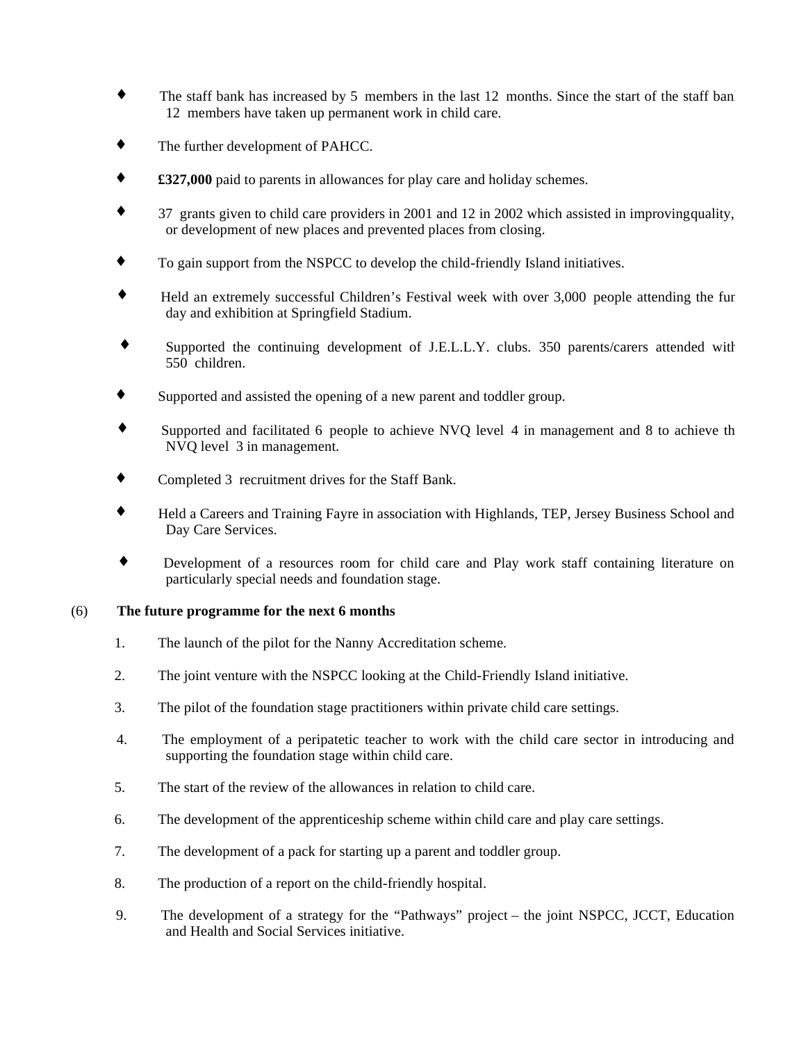- The staff bank has increased by 5 members in the last 12 months. Since the start of the staff bank 12 members have taken up permanent work in child care.

- The further development of PAHCC.

- **£327,000** paid to parents in allowances for play care and holiday schemes.

- 37 grants given to child care providers in 2001 and 12 in 2002 which assisted in improving quality, or development of new places and prevented places from closing.

- To gain support from the NSPCC to develop the child-friendly Island initiatives.

- Held an extremely successful Children's Festival week with over 3,000 people attending the fun day and exhibition at Springfield Stadium.

- Supported the continuing development of J.E.L.L.Y. clubs. 350 parents/carers attended with 550 children.

- Supported and assisted the opening of a new parent and toddler group.

- Supported and facilitated 6 people to achieve NVQ level 4 in management and 8 to achieve the NVQ level 3 in management.

- Completed 3 recruitment drives for the Staff Bank.

- Held a Careers and Training Fayre in association with Highlands, TEP, Jersey Business School and Day Care Services.

- Development of a resources room for child care and Play work staff containing literature on particularly special needs and foundation stage.

(6) **The future programme for the next 6 months**

1. The launch of the pilot for the Nanny Accreditation scheme.

2. The joint venture with the NSPCC looking at the Child-Friendly Island initiative.

3. The pilot of the foundation stage practitioners within private child care settings.

4. The employment of a peripatetic teacher to work with the child care sector in introducing and supporting the foundation stage within child care.

5. The start of the review of the allowances in relation to child care.

6. The development of the apprenticeship scheme within child care and play care settings.

7. The development of a pack for starting up a parent and toddler group.

8. The production of a report on the child-friendly hospital.

9. The development of a strategy for the "Pathways" project – the joint NSPCC, JCCT, Education and Health and Social Services initiative.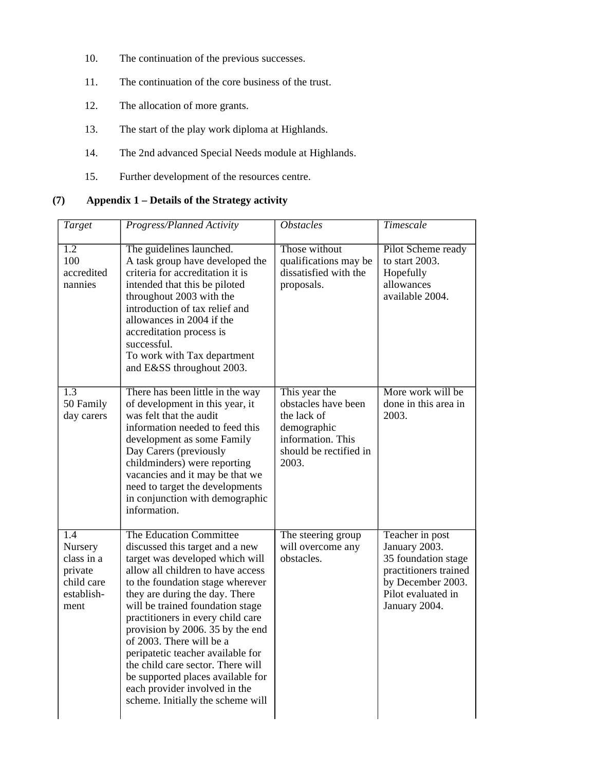10. The continuation of the previous successes.

11. The continuation of the core business of the trust.

12. The allocation of more grants.

13. The start of the play work diploma at Highlands.

14. The 2nd advanced Special Needs module at Highlands.

15. Further development of the resources centre.

## (7) Appendix 1 – Details of the Strategy activity

| *Target* | *Progress/Planned Activity* | *Obstacles* | *Timescale* |
|---|---|---|---|
| 1.2<br>100 accredited nannies | The guidelines launched.<br>A task group have developed the criteria for accreditation it is intended that this be piloted throughout 2003 with the introduction of tax relief and allowances in 2004 if the accreditation process is successful.<br>To work with Tax department and E&SS throughout 2003. | Those without qualifications may be dissatisfied with the proposals. | Pilot Scheme ready to start 2003. Hopefully allowances available 2004. |
| 1.3<br>50 Family day carers | There has been little in the way of development in this year, it was felt that the audit information needed to feed this development as some Family Day Carers (previously childminders) were reporting vacancies and it may be that we need to target the developments in conjunction with demographic information. | This year the obstacles have been the lack of demographic information. This should be rectified in 2003. | More work will be done in this area in 2003. |
| 1.4<br>Nursery class in a private child care establish-ment | The Education Committee discussed this target and a new target was developed which will allow all children to have access to the foundation stage wherever they are during the day. There will be trained foundation stage practitioners in every child care provision by 2006. 35 by the end of 2003. There will be a peripatetic teacher available for the child care sector. There will be supported places available for each provider involved in the scheme. Initially the scheme will | The steering group will overcome any obstacles. | Teacher in post January 2003.<br>35 foundation stage practitioners trained by December 2003.<br>Pilot evaluated in January 2004. |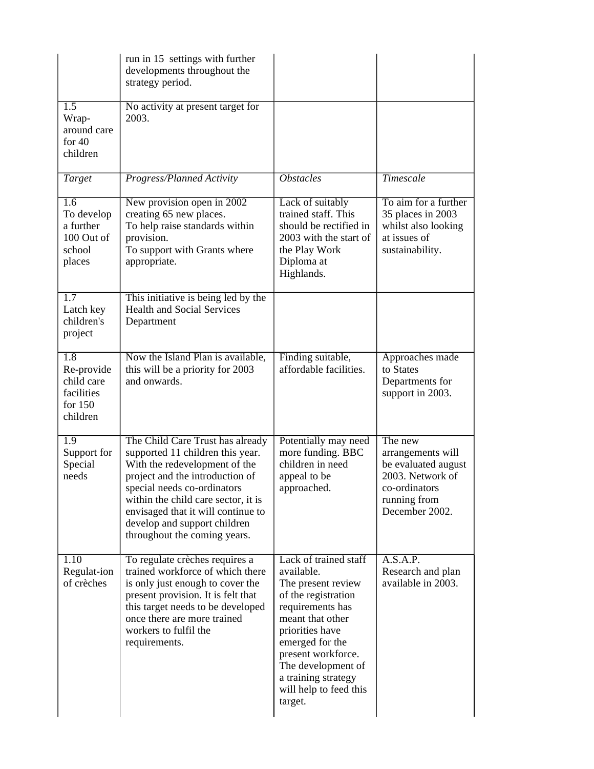| | | | |
|---|---|---|---|
| | run in 15 settings with further developments throughout the strategy period. | | |
| 1.5 Wrap-around care for 40 children | No activity at present target for 2003. | | |
| *Target* | *Progress/Planned Activity* | *Obstacles* | *Timescale* |
| 1.6 To develop a further 100 Out of school places | New provision open in 2002 creating 65 new places.<br>To help raise standards within provision.<br>To support with Grants where appropriate. | Lack of suitably trained staff. This should be rectified in 2003 with the start of the Play Work Diploma at Highlands. | To aim for a further 35 places in 2003 whilst also looking at issues of sustainability. |
| 1.7 Latch key children's project | This initiative is being led by the Health and Social Services Department | | |
| 1.8 Re-provide child care facilities for 150 children | Now the Island Plan is available, this will be a priority for 2003 and onwards. | Finding suitable, affordable facilities. | Approaches made to States Departments for support in 2003. |
| 1.9 Support for Special needs | The Child Care Trust has already supported 11 children this year. With the redevelopment of the project and the introduction of special needs co-ordinators within the child care sector, it is envisaged that it will continue to develop and support children throughout the coming years. | Potentially may need more funding. BBC children in need appeal to be approached. | The new arrangements will be evaluated august 2003. Network of co-ordinators running from December 2002. |
| 1.10 Regulat-ion of crèches | To regulate crèches requires a trained workforce of which there is only just enough to cover the present provision. It is felt that this target needs to be developed once there are more trained workers to fulfil the requirements. | Lack of trained staff available.<br>The present review of the registration requirements has meant that other priorities have emerged for the present workforce. The development of a training strategy will help to feed this target. | A.S.A.P.<br>Research and plan available in 2003. |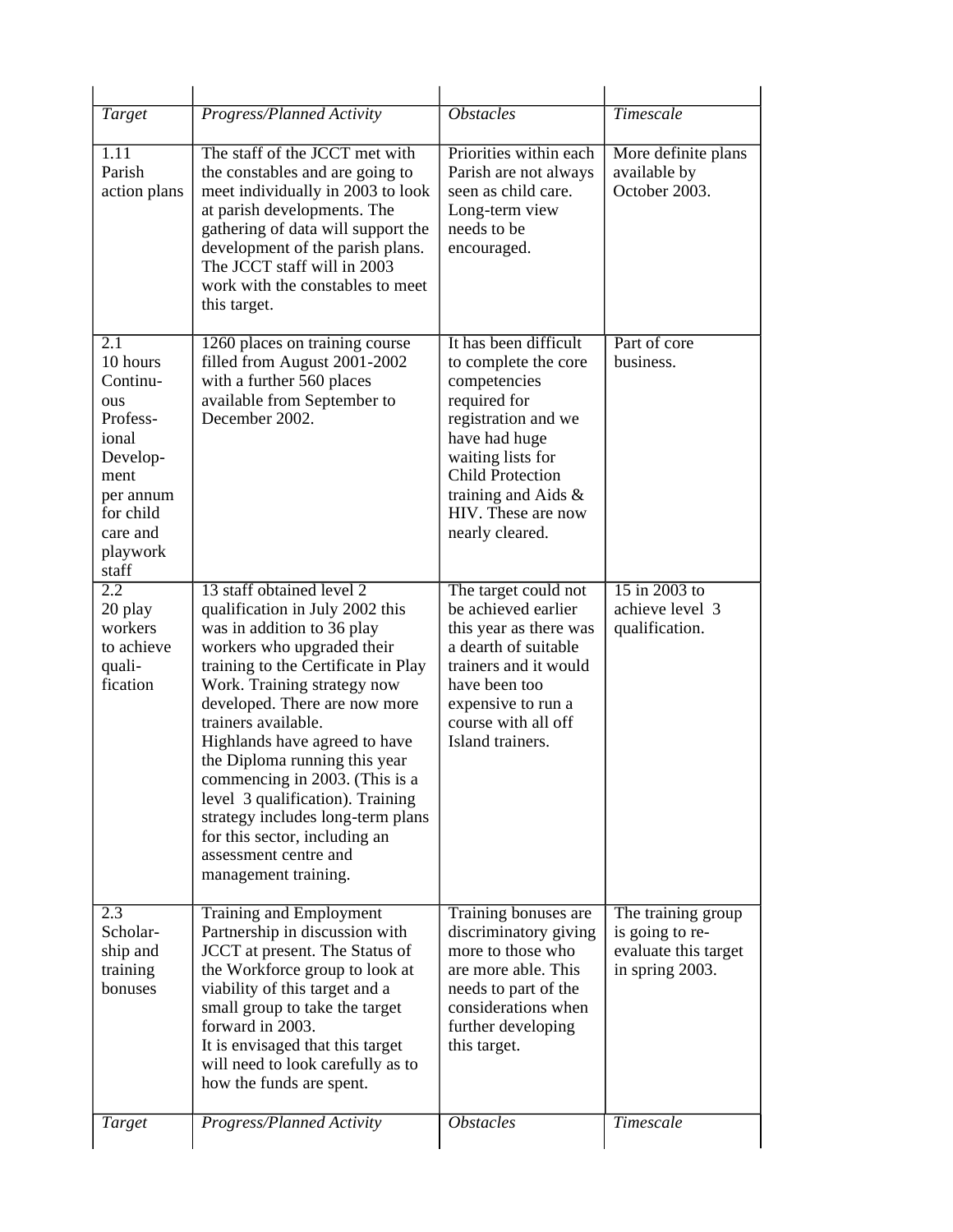| *Target* | *Progress/Planned Activity* | *Obstacles* | *Timescale* |
|---|---|---|---|
| 1.11 Parish action plans | The staff of the JCCT met with the constables and are going to meet individually in 2003 to look at parish developments. The gathering of data will support the development of the parish plans. The JCCT staff will in 2003 work with the constables to meet this target. | Priorities within each Parish are not always seen as child care. Long-term view needs to be encouraged. | More definite plans available by October 2003. |
| 2.1 10 hours Continuous Professional Development per annum for child care and playwork staff | 1260 places on training course filled from August 2001-2002 with a further 560 places available from September to December 2002. | It has been difficult to complete the core competencies required for registration and we have had huge waiting lists for Child Protection training and Aids & HIV. These are now nearly cleared. | Part of core business. |
| 2.2 20 play workers to achieve qualification | 13 staff obtained level 2 qualification in July 2002 this was in addition to 36 play workers who upgraded their training to the Certificate in Play Work. Training strategy now developed. There are now more trainers available. Highlands have agreed to have the Diploma running this year commencing in 2003. (This is a level 3 qualification). Training strategy includes long-term plans for this sector, including an assessment centre and management training. | The target could not be achieved earlier this year as there was a dearth of suitable trainers and it would have been too expensive to run a course with all off Island trainers. | 15 in 2003 to achieve level 3 qualification. |
| 2.3 Scholarship and training bonuses | Training and Employment Partnership in discussion with JCCT at present. The Status of the Workforce group to look at viability of this target and a small group to take the target forward in 2003.<br>It is envisaged that this target will need to look carefully as to how the funds are spent. | Training bonuses are discriminatory giving more to those who are more able. This needs to part of the considerations when further developing this target. | The training group is going to re-evaluate this target in spring 2003. |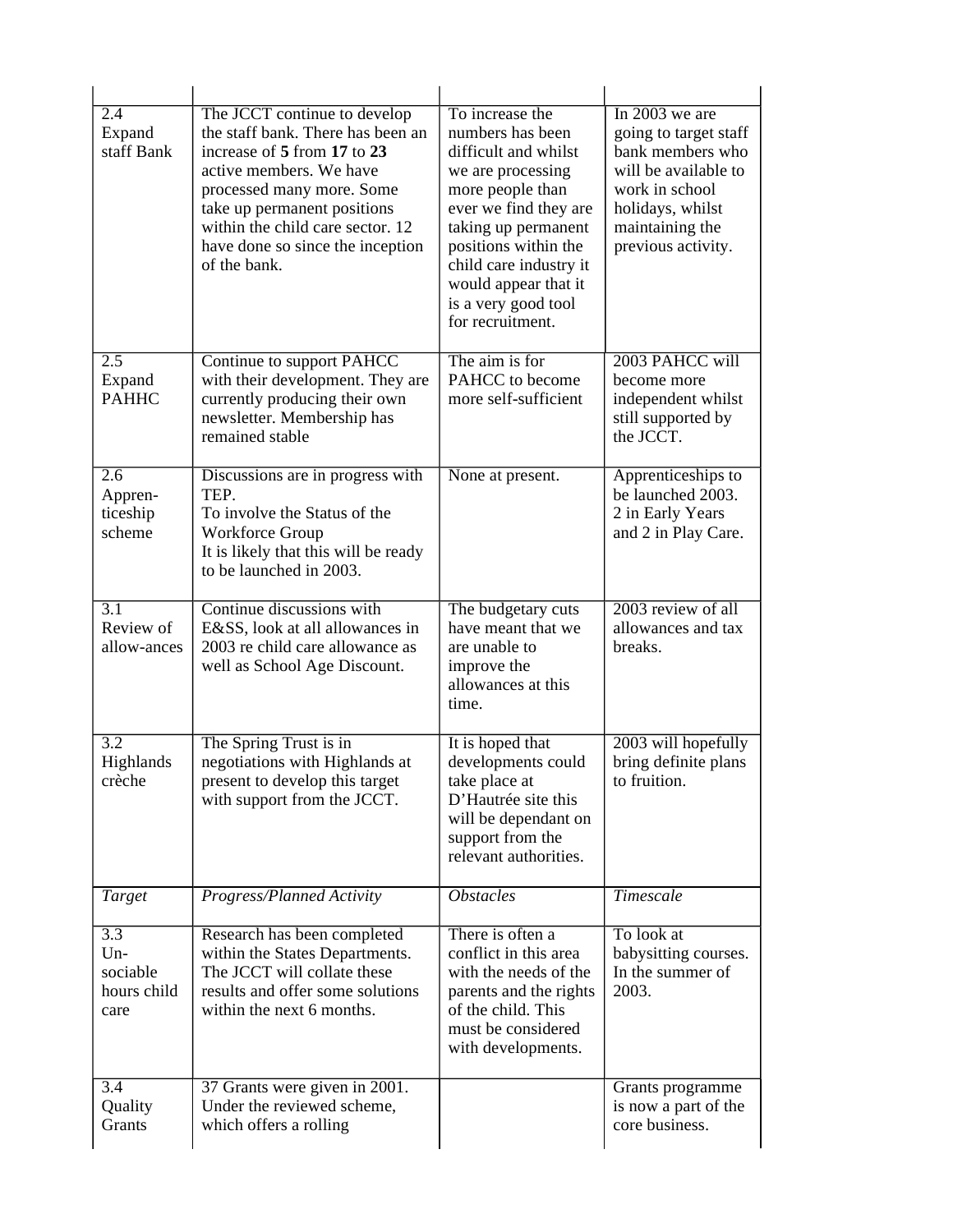| | | | |
|---|---|---|---|
| 2.4 Expand staff Bank | The JCCT continue to develop the staff bank. There has been an increase of **5** from **17** to **23** active members. We have processed many more. Some take up permanent positions within the child care sector. 12 have done so since the inception of the bank. | To increase the numbers has been difficult and whilst we are processing more people than ever we find they are taking up permanent positions within the child care industry it would appear that it is a very good tool for recruitment. | In 2003 we are going to target staff bank members who will be available to work in school holidays, whilst maintaining the previous activity. |
| 2.5 Expand PAHHC | Continue to support PAHCC with their development. They are currently producing their own newsletter. Membership has remained stable | The aim is for PAHCC to become more self-sufficient | 2003 PAHCC will become more independent whilst still supported by the JCCT. |
| 2.6 Appren-ticeship scheme | Discussions are in progress with TEP.<br>To involve the Status of the Workforce Group<br>It is likely that this will be ready to be launched in 2003. | None at present. | Apprenticeships to be launched 2003. 2 in Early Years and 2 in Play Care. |
| 3.1 Review of allow-ances | Continue discussions with E&SS, look at all allowances in 2003 re child care allowance as well as School Age Discount. | The budgetary cuts have meant that we are unable to improve the allowances at this time. | 2003 review of all allowances and tax breaks. |
| 3.2 Highlands crèche | The Spring Trust is in negotiations with Highlands at present to develop this target with support from the JCCT. | It is hoped that developments could take place at D'Hautrée site this will be dependant on support from the relevant authorities. | 2003 will hopefully bring definite plans to fruition. |
| *Target* | *Progress/Planned Activity* | *Obstacles* | *Timescale* |
| 3.3 Un-sociable hours child care | Research has been completed within the States Departments. The JCCT will collate these results and offer some solutions within the next 6 months. | There is often a conflict in this area with the needs of the parents and the rights of the child. This must be considered with developments. | To look at babysitting courses. In the summer of 2003. |
| 3.4 Quality Grants | 37 Grants were given in 2001. Under the reviewed scheme, which offers a rolling | | Grants programme is now a part of the core business. |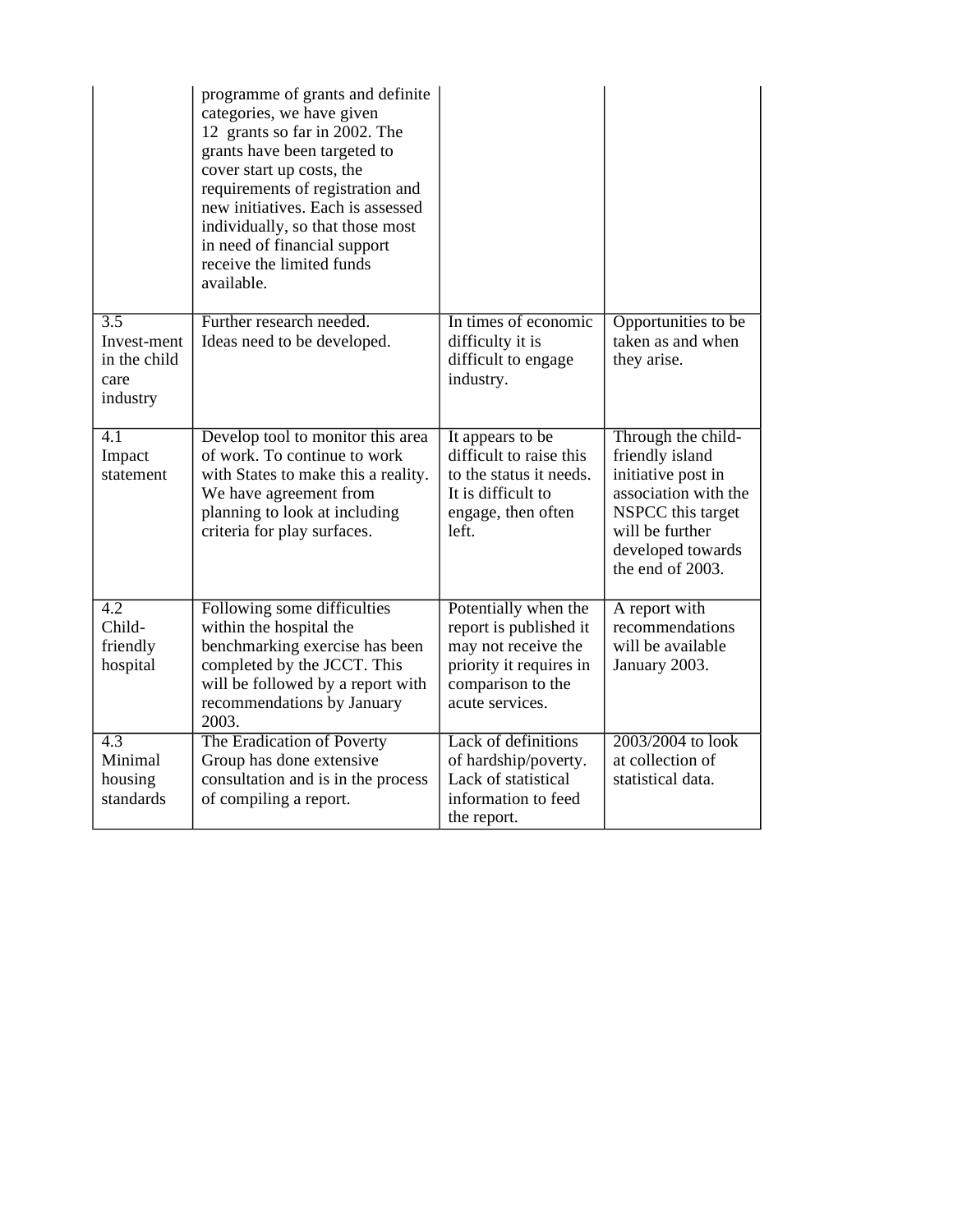| | | | |
|---|---|---|---|
| | programme of grants and definite categories, we have given 12 grants so far in 2002. The grants have been targeted to cover start up costs, the requirements of registration and new initiatives. Each is assessed individually, so that those most in need of financial support receive the limited funds available. | | |
| 3.5 Invest-ment in the child care industry | Further research needed. Ideas need to be developed. | In times of economic difficulty it is difficult to engage industry. | Opportunities to be taken as and when they arise. |
| 4.1 Impact statement | Develop tool to monitor this area of work. To continue to work with States to make this a reality. We have agreement from planning to look at including criteria for play surfaces. | It appears to be difficult to raise this to the status it needs. It is difficult to engage, then often left. | Through the child-friendly island initiative post in association with the NSPCC this target will be further developed towards the end of 2003. |
| 4.2 Child-friendly hospital | Following some difficulties within the hospital the benchmarking exercise has been completed by the JCCT. This will be followed by a report with recommendations by January 2003. | Potentially when the report is published it may not receive the priority it requires in comparison to the acute services. | A report with recommendations will be available January 2003. |
| 4.3 Minimal housing standards | The Eradication of Poverty Group has done extensive consultation and is in the process of compiling a report. | Lack of definitions of hardship/poverty. Lack of statistical information to feed the report. | 2003/2004 to look at collection of statistical data. |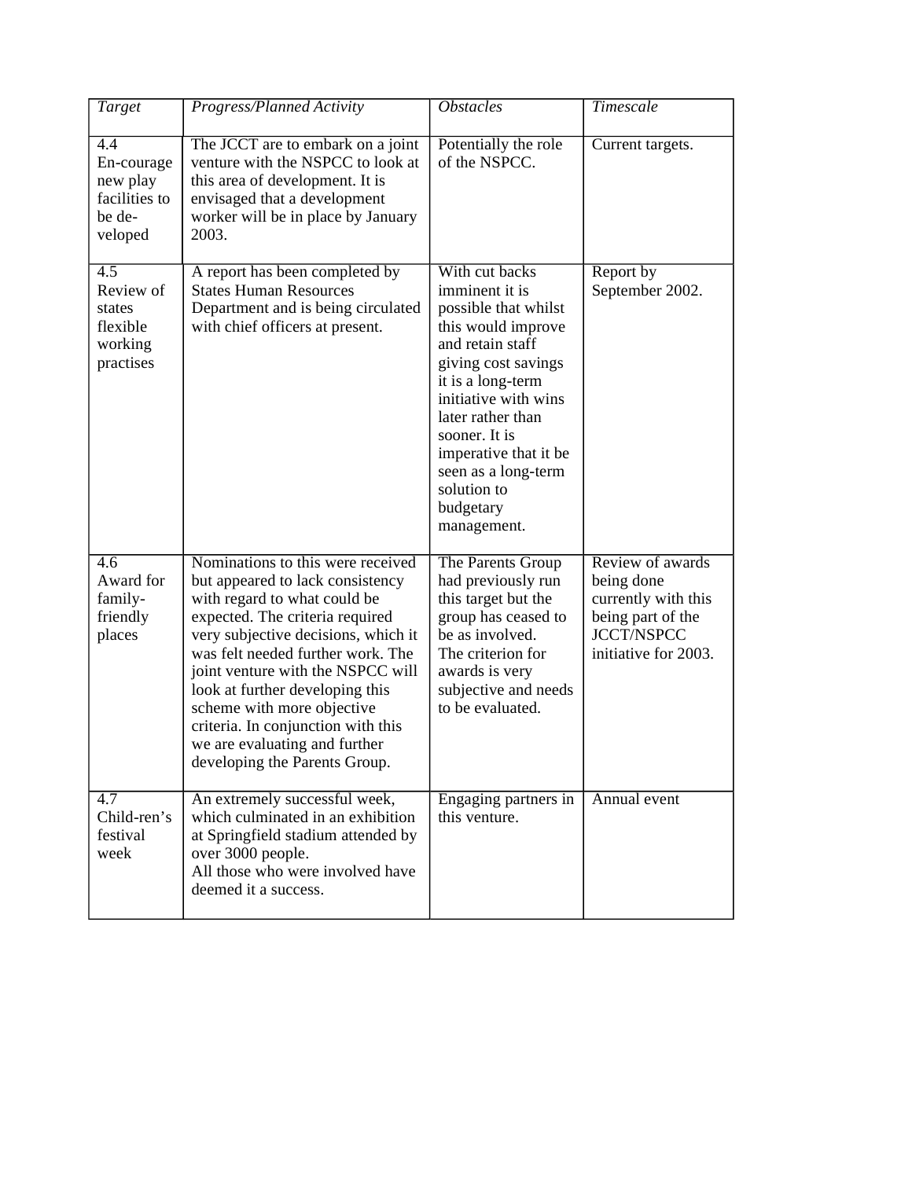| *Target* | *Progress/Planned Activity* | *Obstacles* | *Timescale* |
|---|---|---|---|
| 4.4 En-courage new play facilities to be de-veloped | The JCCT are to embark on a joint venture with the NSPCC to look at this area of development. It is envisaged that a development worker will be in place by January 2003. | Potentially the role of the NSPCC. | Current targets. |
| 4.5 Review of states flexible working practises | A report has been completed by States Human Resources Department and is being circulated with chief officers at present. | With cut backs imminent it is possible that whilst this would improve and retain staff giving cost savings it is a long-term initiative with wins later rather than sooner. It is imperative that it be seen as a long-term solution to budgetary management. | Report by September 2002. |
| 4.6 Award for family-friendly places | Nominations to this were received but appeared to lack consistency with regard to what could be expected. The criteria required very subjective decisions, which it was felt needed further work. The joint venture with the NSPCC will look at further developing this scheme with more objective criteria. In conjunction with this we are evaluating and further developing the Parents Group. | The Parents Group had previously run this target but the group has ceased to be as involved. The criterion for awards is very subjective and needs to be evaluated. | Review of awards being done currently with this being part of the JCCT/NSPCC initiative for 2003. |
| 4.7 Child-ren's festival week | An extremely successful week, which culminated in an exhibition at Springfield stadium attended by over 3000 people.<br>All those who were involved have deemed it a success. | Engaging partners in this venture. | Annual event |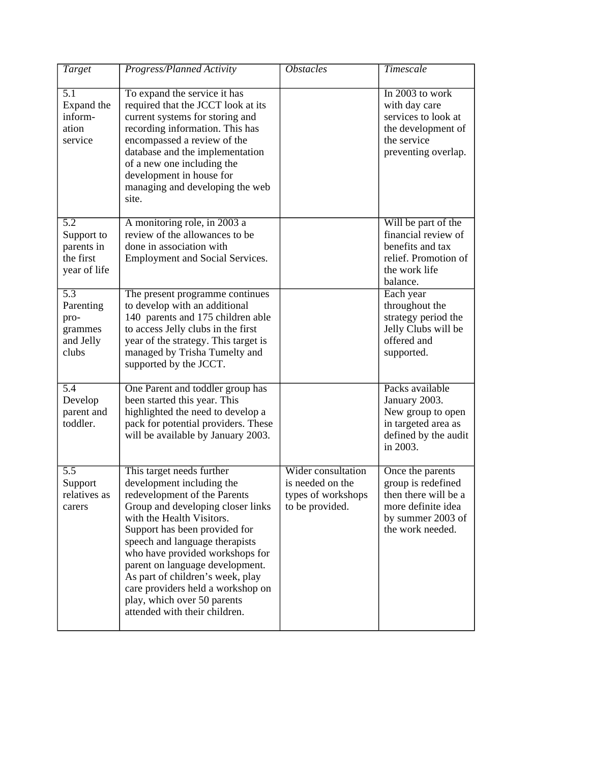| *Target* | *Progress/Planned Activity* | *Obstacles* | *Timescale* |
|---|---|---|---|
| 5.1 Expand the information service | To expand the service it has required that the JCCT look at its current systems for storing and recording information. This has encompassed a review of the database and the implementation of a new one including the development in house for managing and developing the web site. | | In 2003 to work with day care services to look at the development of the service preventing overlap. |
| 5.2 Support to parents in the first year of life | A monitoring role, in 2003 a review of the allowances to be done in association with Employment and Social Services. | | Will be part of the financial review of benefits and tax relief. Promotion of the work life balance. |
| 5.3 Parenting programmes and Jelly clubs | The present programme continues to develop with an additional 140 parents and 175 children able to access Jelly clubs in the first year of the strategy. This target is managed by Trisha Tumelty and supported by the JCCT. | | Each year throughout the strategy period the Jelly Clubs will be offered and supported. |
| 5.4 Develop parent and toddler. | One Parent and toddler group has been started this year. This highlighted the need to develop a pack for potential providers. These will be available by January 2003. | | Packs available January 2003. New group to open in targeted area as defined by the audit in 2003. |
| 5.5 Support relatives as carers | This target needs further development including the redevelopment of the Parents Group and developing closer links with the Health Visitors. Support has been provided for speech and language therapists who have provided workshops for parent on language development. As part of children's week, play care providers held a workshop on play, which over 50 parents attended with their children. | Wider consultation is needed on the types of workshops to be provided. | Once the parents group is redefined then there will be a more definite idea by summer 2003 of the work needed. |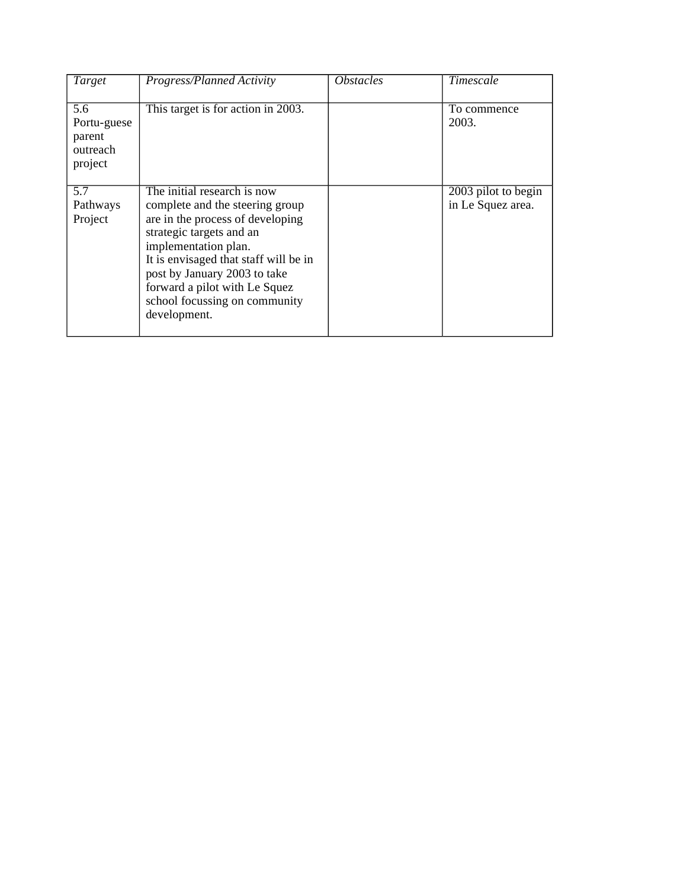| *Target* | *Progress/Planned Activity* | *Obstacles* | *Timescale* |
|---|---|---|---|
| 5.6 Portu-guese parent outreach project | This target is for action in 2003. | | To commence 2003. |
| 5.7 Pathways Project | The initial research is now complete and the steering group are in the process of developing strategic targets and an implementation plan.<br>It is envisaged that staff will be in post by January 2003 to take forward a pilot with Le Squez school focussing on community development. | | 2003 pilot to begin in Le Squez area. |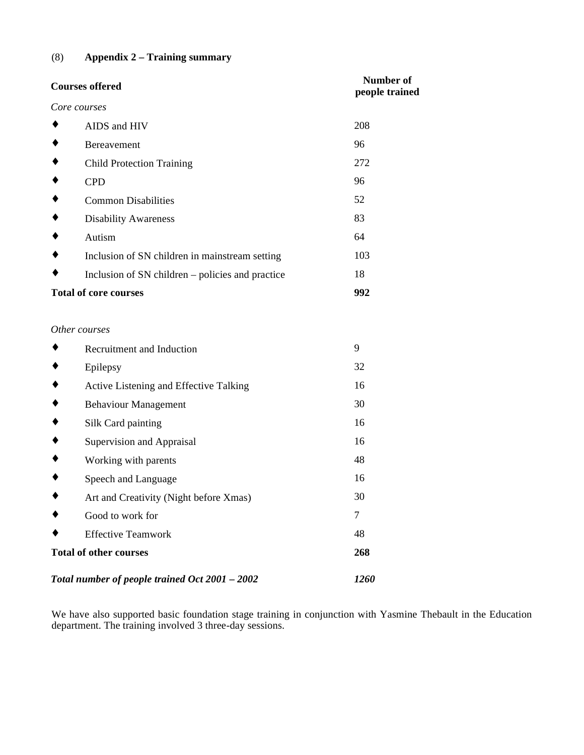(8) **Appendix 2 – Training summary**

| **Courses offered** | **Number of people trained** |
|---|---|
| *Core courses* | |
| ♦ AIDS and HIV | 208 |
| ♦ Bereavement | 96 |
| ♦ Child Protection Training | 272 |
| ♦ CPD | 96 |
| ♦ Common Disabilities | 52 |
| ♦ Disability Awareness | 83 |
| ♦ Autism | 64 |
| ♦ Inclusion of SN children in mainstream setting | 103 |
| ♦ Inclusion of SN children – policies and practice | 18 |
| **Total of core courses** | **992** |
| | |
| *Other courses* | |
| ♦ Recruitment and Induction | 9 |
| ♦ Epilepsy | 32 |
| ♦ Active Listening and Effective Talking | 16 |
| ♦ Behaviour Management | 30 |
| ♦ Silk Card painting | 16 |
| ♦ Supervision and Appraisal | 16 |
| ♦ Working with parents | 48 |
| ♦ Speech and Language | 16 |
| ♦ Art and Creativity (Night before Xmas) | 30 |
| ♦ Good to work for | 7 |
| ♦ Effective Teamwork | 48 |
| **Total of other courses** | **268** |
| | |
| ***Total number of people trained Oct 2001 – 2002*** | ***1260*** |

We have also supported basic foundation stage training in conjunction with Yasmine Thebault in the Education department. The training involved 3 three-day sessions.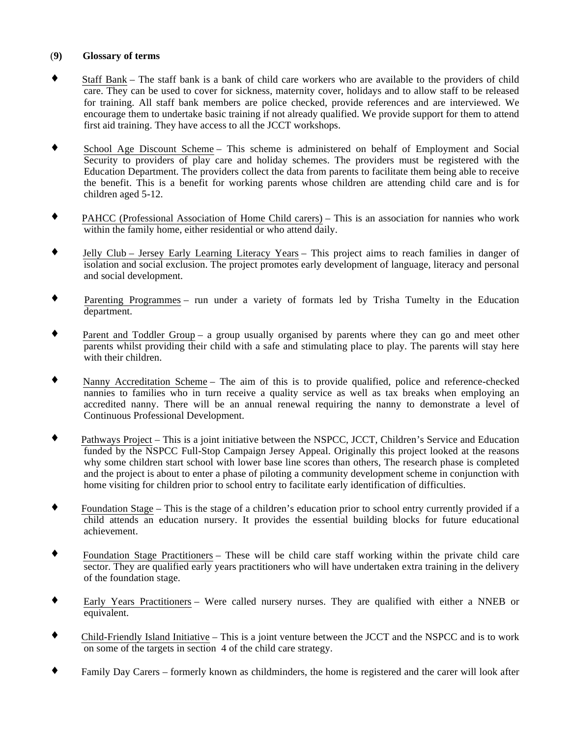## (9) Glossary of terms

- Staff Bank – The staff bank is a bank of child care workers who are available to the providers of child care. They can be used to cover for sickness, maternity cover, holidays and to allow staff to be released for training. All staff bank members are police checked, provide references and are interviewed. We encourage them to undertake basic training if not already qualified. We provide support for them to attend first aid training. They have access to all the JCCT workshops.

- School Age Discount Scheme – This scheme is administered on behalf of Employment and Social Security to providers of play care and holiday schemes. The providers must be registered with the Education Department. The providers collect the data from parents to facilitate them being able to receive the benefit. This is a benefit for working parents whose children are attending child care and is for children aged 5-12.

- PAHCC (Professional Association of Home Child carers) – This is an association for nannies who work within the family home, either residential or who attend daily.

- Jelly Club – Jersey Early Learning Literacy Years – This project aims to reach families in danger of isolation and social exclusion. The project promotes early development of language, literacy and personal and social development.

- Parenting Programmes – run under a variety of formats led by Trisha Tumelty in the Education department.

- Parent and Toddler Group – a group usually organised by parents where they can go and meet other parents whilst providing their child with a safe and stimulating place to play. The parents will stay here with their children.

- Nanny Accreditation Scheme – The aim of this is to provide qualified, police and reference-checked nannies to families who in turn receive a quality service as well as tax breaks when employing an accredited nanny. There will be an annual renewal requiring the nanny to demonstrate a level of Continuous Professional Development.

- Pathways Project – This is a joint initiative between the NSPCC, JCCT, Children's Service and Education funded by the NSPCC Full-Stop Campaign Jersey Appeal. Originally this project looked at the reasons why some children start school with lower base line scores than others, The research phase is completed and the project is about to enter a phase of piloting a community development scheme in conjunction with home visiting for children prior to school entry to facilitate early identification of difficulties.

- Foundation Stage – This is the stage of a children's education prior to school entry currently provided if a child attends an education nursery. It provides the essential building blocks for future educational achievement.

- Foundation Stage Practitioners – These will be child care staff working within the private child care sector. They are qualified early years practitioners who will have undertaken extra training in the delivery of the foundation stage.

- Early Years Practitioners – Were called nursery nurses. They are qualified with either a NNEB or equivalent.

- Child-Friendly Island Initiative – This is a joint venture between the JCCT and the NSPCC and is to work on some of the targets in section 4 of the child care strategy.

- Family Day Carers – formerly known as childminders, the home is registered and the carer will look after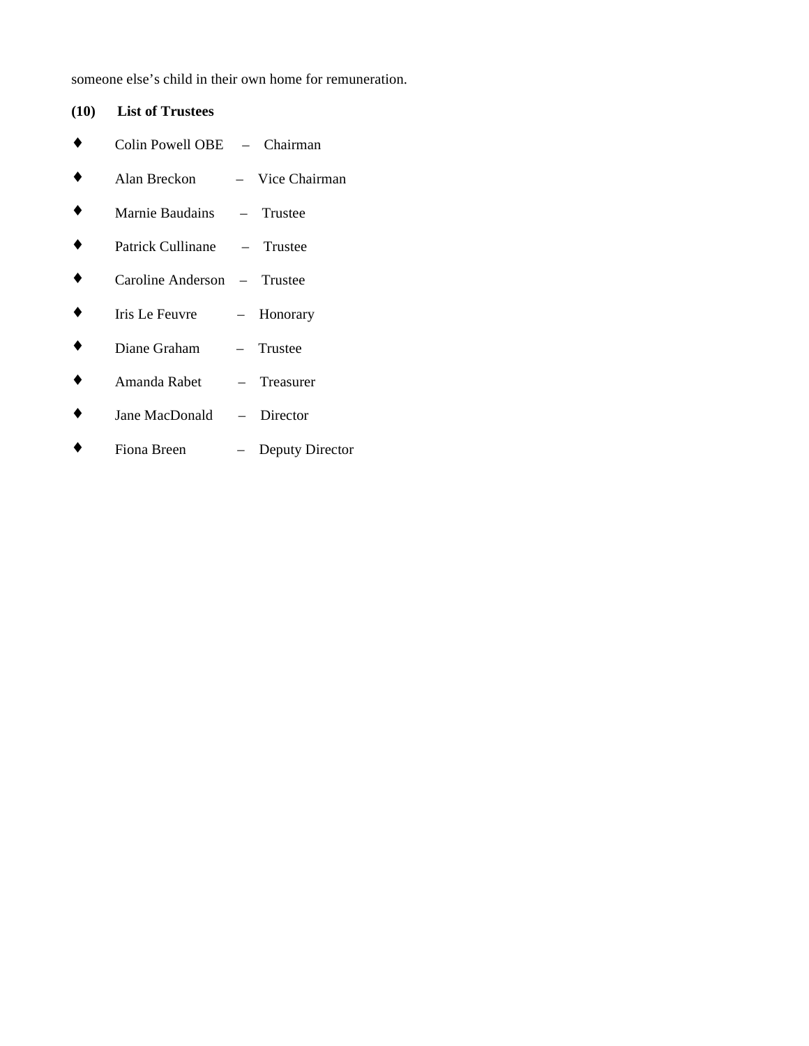someone else’s child in their own home for remuneration.

**(10) List of Trustees**

- Colin Powell OBE – Chairman
- Alan Breckon – Vice Chairman
- Marnie Baudains – Trustee
- Patrick Cullinane – Trustee
- Caroline Anderson – Trustee
- Iris Le Feuvre – Honorary
- Diane Graham – Trustee
- Amanda Rabet – Treasurer
- Jane MacDonald – Director
- Fiona Breen – Deputy Director